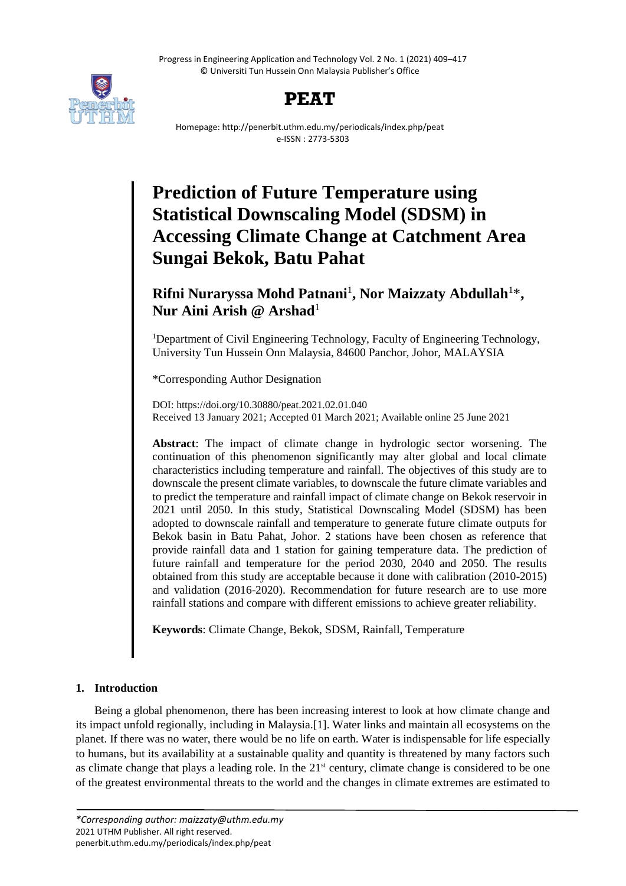# Prediction of Future Temperature using Statistical Downscaling Model (SDSM) in Accessing Climate Change at Catchment Area Sungai Bekok, Batu Pahat

**Rifni Nuraryssa Mohd Patnani**[1], **Nor Maizzaty Abdullah**[1]*, **Nur Aini Arish @ Arshad**[1]

[1]Department of Civil Engineering Technology, Faculty of Engineering Technology, University Tun Hussein Onn Malaysia, 84600 Panchor, Johor, MALAYSIA

*Corresponding Author Designation

DOI: https://doi.org/10.30880/peat.2021.02.01.040
Received 13 January 2021; Accepted 01 March 2021; Available online 25 June 2021

**Abstract**: The impact of climate change in hydrologic sector worsening. The continuation of this phenomenon significantly may alter global and local climate characteristics including temperature and rainfall. The objectives of this study are to downscale the present climate variables, to downscale the future climate variables and to predict the temperature and rainfall impact of climate change on Bekok reservoir in 2021 until 2050. In this study, Statistical Downscaling Model (SDSM) has been adopted to downscale rainfall and temperature to generate future climate outputs for Bekok basin in Batu Pahat, Johor. 2 stations have been chosen as reference that provide rainfall data and 1 station for gaining temperature data. The prediction of future rainfall and temperature for the period 2030, 2040 and 2050. The results obtained from this study are acceptable because it done with calibration (2010-2015) and validation (2016-2020). Recommendation for future research are to use more rainfall stations and compare with different emissions to achieve greater reliability.

**Keywords**: Climate Change, Bekok, SDSM, Rainfall, Temperature

## 1. Introduction

Being a global phenomenon, there has been increasing interest to look at how climate change and its impact unfold regionally, including in Malaysia.[1]. Water links and maintain all ecosystems on the planet. If there was no water, there would be no life on earth. Water is indispensable for life especially to humans, but its availability at a sustainable quality and quantity is threatened by many factors such as climate change that plays a leading role. In the 21st century, climate change is considered to be one of the greatest environmental threats to the world and the changes in climate extremes are estimated to

*\*Corresponding author: maizzaty@uthm.edu.my*
2021 UTHM Publisher. All right reserved.
penerbit.uthm.edu.my/periodicals/index.php/peat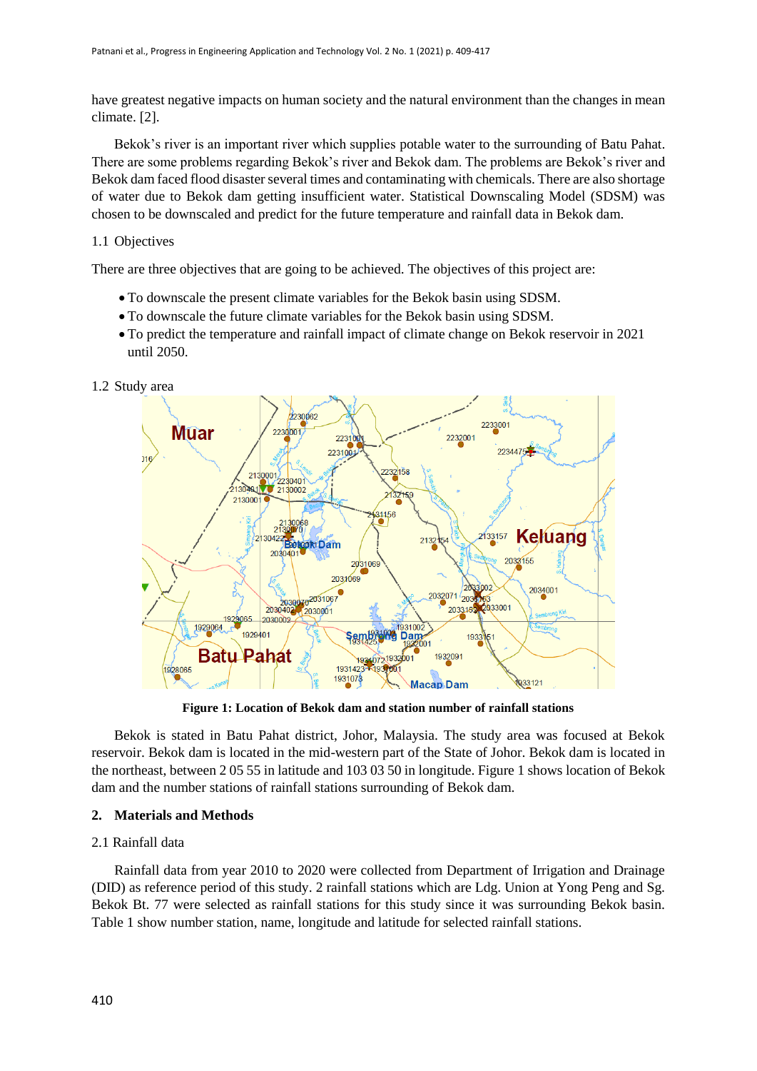have greatest negative impacts on human society and the natural environment than the changes in mean climate. [2].

Bekok's river is an important river which supplies potable water to the surrounding of Batu Pahat. There are some problems regarding Bekok's river and Bekok dam. The problems are Bekok's river and Bekok dam faced flood disaster several times and contaminating with chemicals. There are also shortage of water due to Bekok dam getting insufficient water. Statistical Downscaling Model (SDSM) was chosen to be downscaled and predict for the future temperature and rainfall data in Bekok dam.

### 1.1 Objectives

There are three objectives that are going to be achieved. The objectives of this project are:

- To downscale the present climate variables for the Bekok basin using SDSM.
- To downscale the future climate variables for the Bekok basin using SDSM.
- To predict the temperature and rainfall impact of climate change on Bekok reservoir in 2021 until 2050.

### 1.2 Study area

**Figure 1: Location of Bekok dam and station number of rainfall stations**

Bekok is stated in Batu Pahat district, Johor, Malaysia. The study area was focused at Bekok reservoir. Bekok dam is located in the mid-western part of the State of Johor. Bekok dam is located in the northeast, between 2 05 55 in latitude and 103 03 50 in longitude. Figure 1 shows location of Bekok dam and the number stations of rainfall stations surrounding of Bekok dam.

## 2. Materials and Methods

### 2.1 Rainfall data

Rainfall data from year 2010 to 2020 were collected from Department of Irrigation and Drainage (DID) as reference period of this study. 2 rainfall stations which are Ldg. Union at Yong Peng and Sg. Bekok Bt. 77 were selected as rainfall stations for this study since it was surrounding Bekok basin. Table 1 show number station, name, longitude and latitude for selected rainfall stations.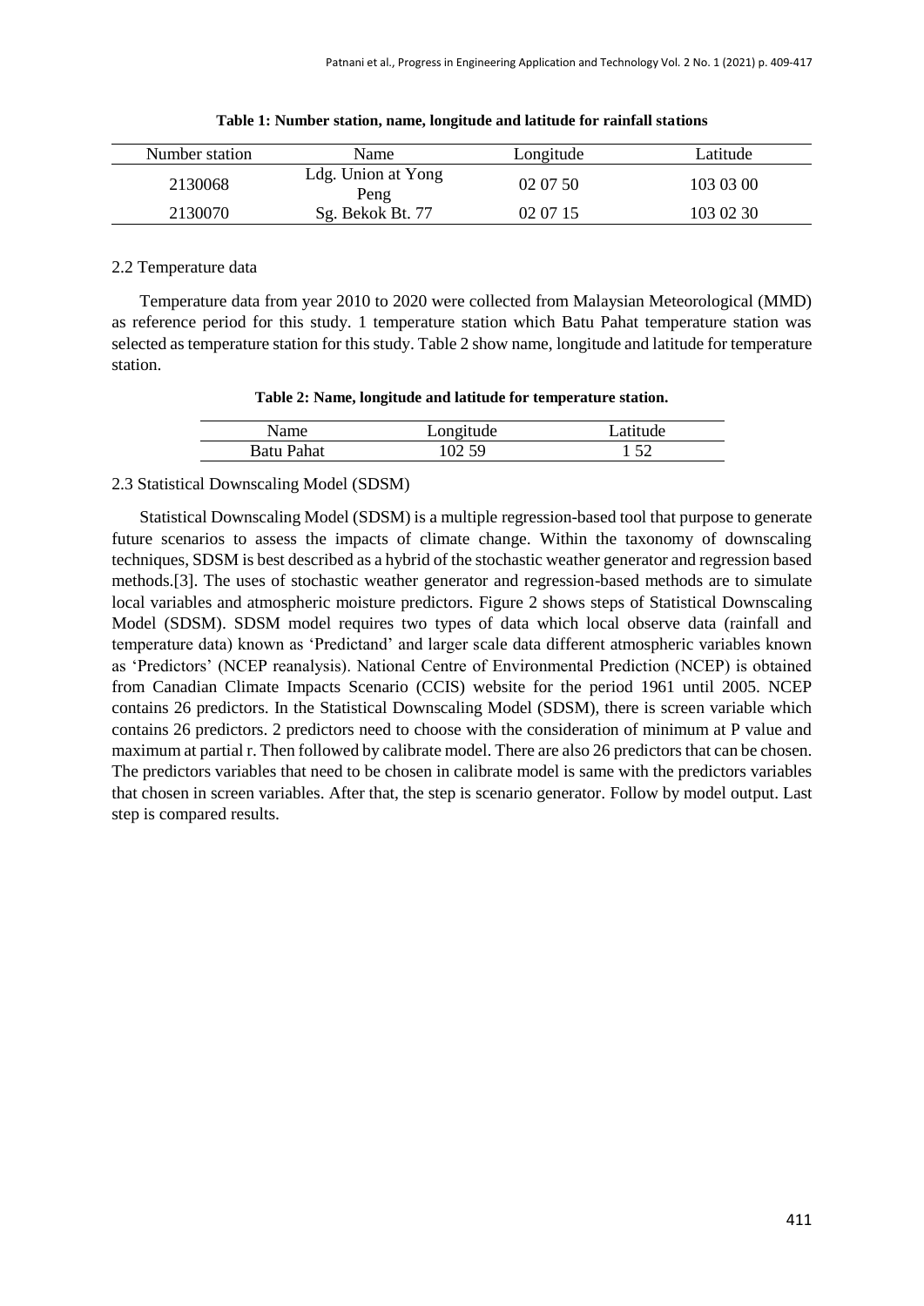**Table 1: Number station, name, longitude and latitude for rainfall stations**

| Number station | Name | Longitude | Latitude |
| --- | --- | --- | --- |
| 2130068 | Ldg. Union at Yong Peng | 02 07 50 | 103 03 00 |
| 2130070 | Sg. Bekok Bt. 77 | 02 07 15 | 103 02 30 |

2.2 Temperature data

Temperature data from year 2010 to 2020 were collected from Malaysian Meteorological (MMD) as reference period for this study. 1 temperature station which Batu Pahat temperature station was selected as temperature station for this study. Table 2 show name, longitude and latitude for temperature station.

**Table 2: Name, longitude and latitude for temperature station.**

| Name | Longitude | Latitude |
| --- | --- | --- |
| Batu Pahat | 102 59 | 1 52 |

2.3 Statistical Downscaling Model (SDSM)

Statistical Downscaling Model (SDSM) is a multiple regression-based tool that purpose to generate future scenarios to assess the impacts of climate change. Within the taxonomy of downscaling techniques, SDSM is best described as a hybrid of the stochastic weather generator and regression based methods.[3]. The uses of stochastic weather generator and regression-based methods are to simulate local variables and atmospheric moisture predictors. Figure 2 shows steps of Statistical Downscaling Model (SDSM). SDSM model requires two types of data which local observe data (rainfall and temperature data) known as 'Predictand' and larger scale data different atmospheric variables known as 'Predictors' (NCEP reanalysis). National Centre of Environmental Prediction (NCEP) is obtained from Canadian Climate Impacts Scenario (CCIS) website for the period 1961 until 2005. NCEP contains 26 predictors. In the Statistical Downscaling Model (SDSM), there is screen variable which contains 26 predictors. 2 predictors need to choose with the consideration of minimum at P value and maximum at partial r. Then followed by calibrate model. There are also 26 predictors that can be chosen. The predictors variables that need to be chosen in calibrate model is same with the predictors variables that chosen in screen variables. After that, the step is scenario generator. Follow by model output. Last step is compared results.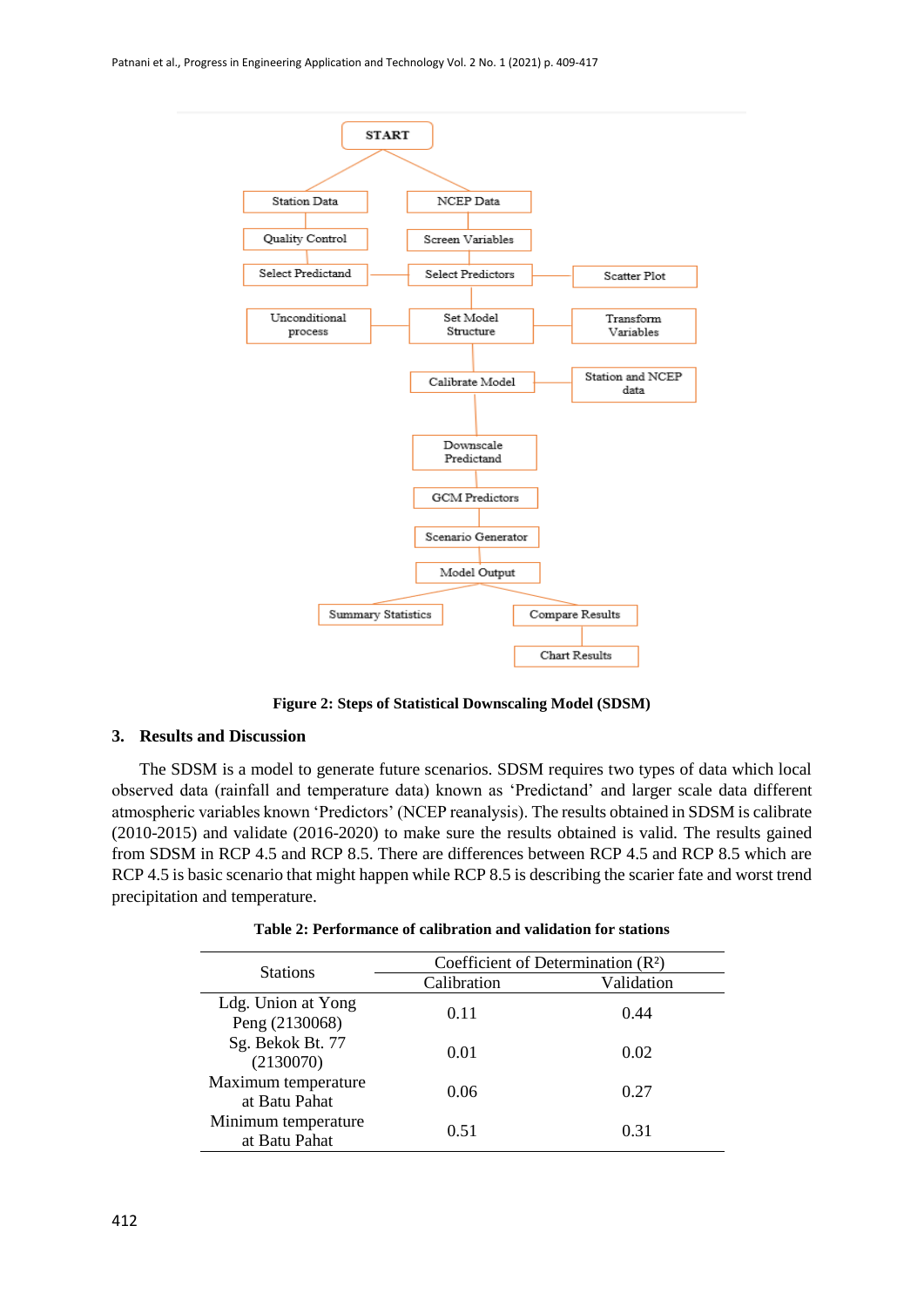Figure 2: Steps of Statistical Downscaling Model (SDSM)

## 3. Results and Discussion

The SDSM is a model to generate future scenarios. SDSM requires two types of data which local observed data (rainfall and temperature data) known as 'Predictand' and larger scale data different atmospheric variables known 'Predictors' (NCEP reanalysis). The results obtained in SDSM is calibrate (2010-2015) and validate (2016-2020) to make sure the results obtained is valid. The results gained from SDSM in RCP 4.5 and RCP 8.5. There are differences between RCP 4.5 and RCP 8.5 which are RCP 4.5 is basic scenario that might happen while RCP 8.5 is describing the scarier fate and worst trend precipitation and temperature.

**Table 2: Performance of calibration and validation for stations**

| Stations | Coefficient of Determination ($R^2$) | |
|---|---|---|
| | Calibration | Validation |
| Ldg. Union at Yong Peng (2130068) | 0.11 | 0.44 |
| Sg. Bekok Bt. 77 (2130070) | 0.01 | 0.02 |
| Maximum temperature at Batu Pahat | 0.06 | 0.27 |
| Minimum temperature at Batu Pahat | 0.51 | 0.31 |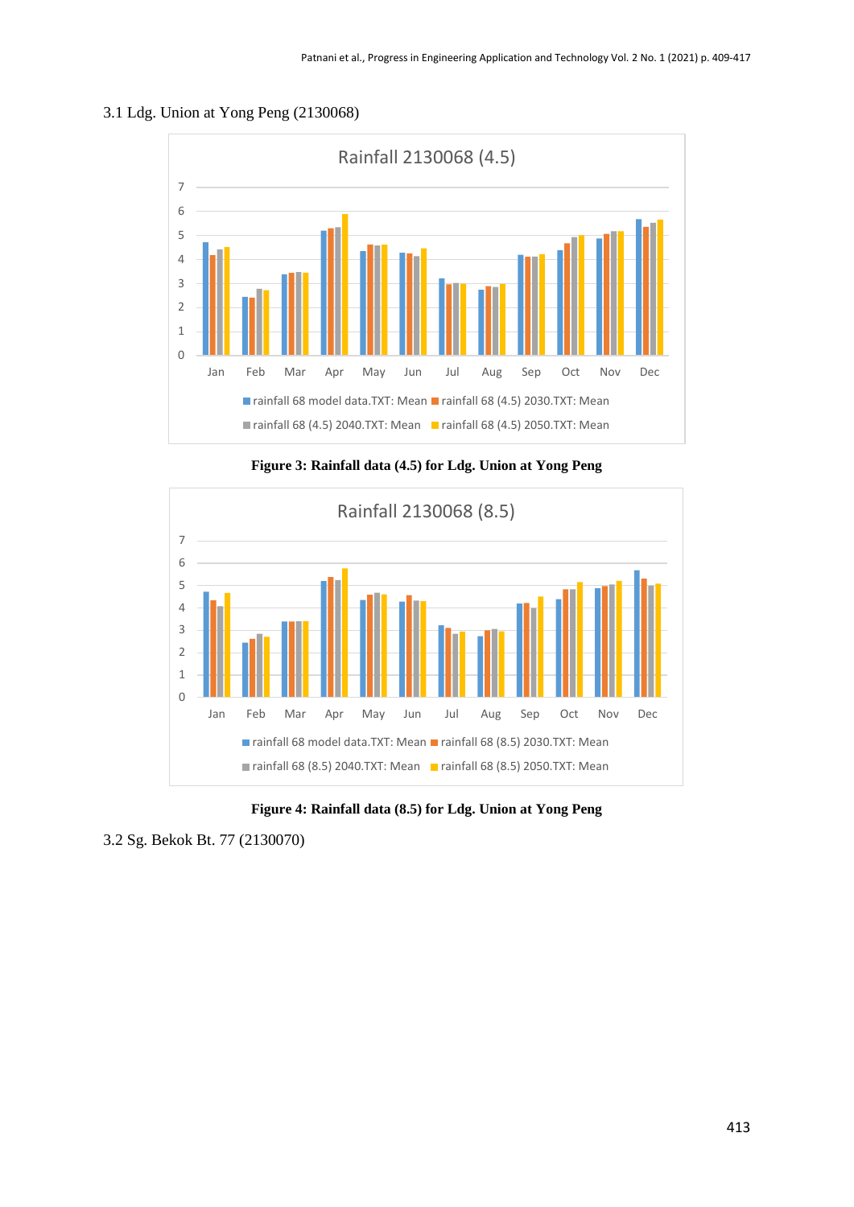3.1 Ldg. Union at Yong Peng (2130068)

**Figure 3: Rainfall data (4.5) for Ldg. Union at Yong Peng**

**Figure 4: Rainfall data (8.5) for Ldg. Union at Yong Peng**

3.2 Sg. Bekok Bt. 77 (2130070)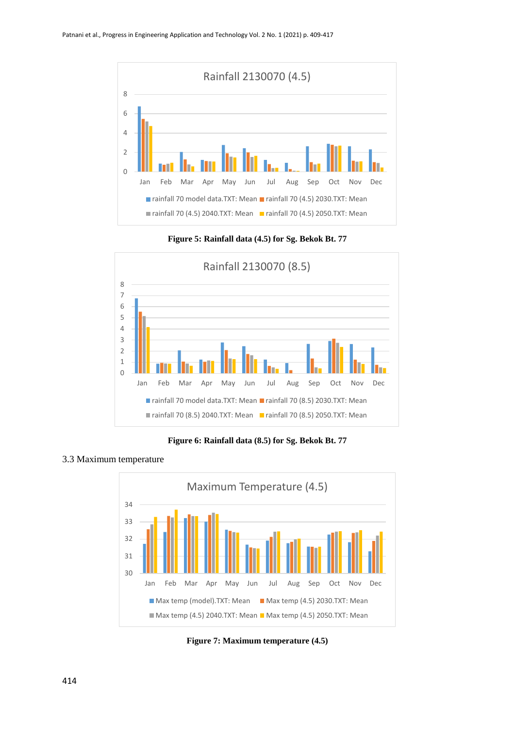**Figure 5: Rainfall data (4.5) for Sg. Bekok Bt. 77**

**Figure 6: Rainfall data (8.5) for Sg. Bekok Bt. 77**

3.3 Maximum temperature

**Figure 7: Maximum temperature (4.5)**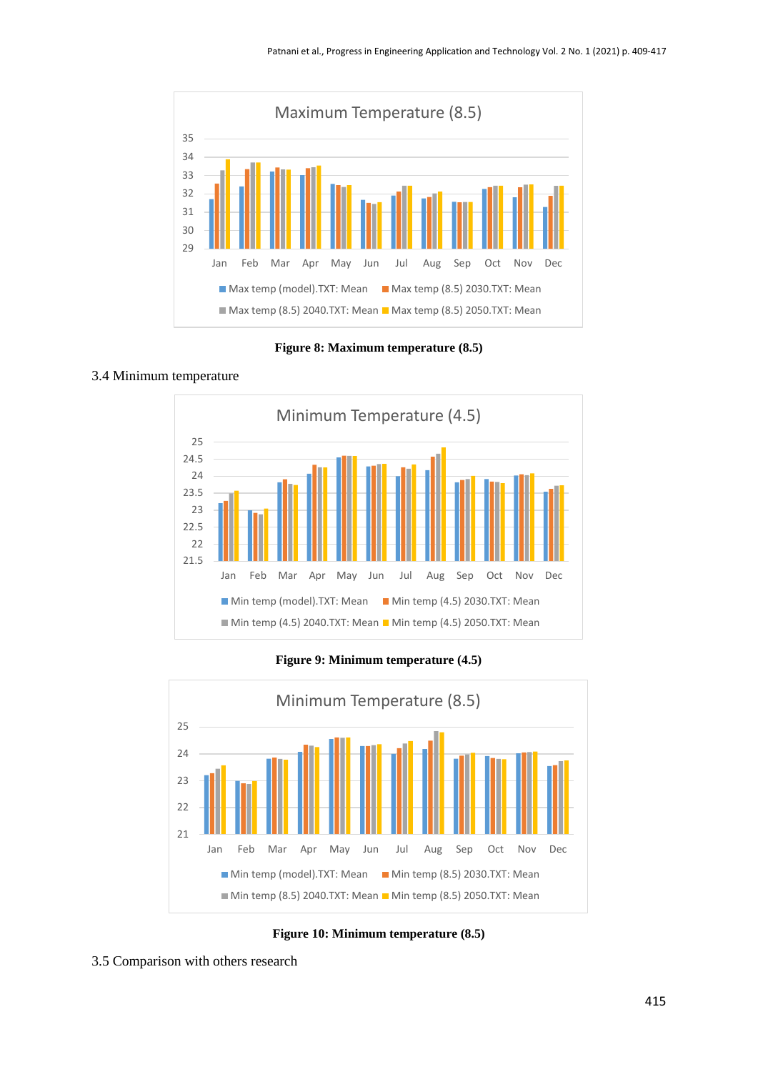Figure 8: Maximum temperature (8.5)

3.4 Minimum temperature

Figure 9: Minimum temperature (4.5)

Figure 10: Minimum temperature (8.5)

3.5 Comparison with others research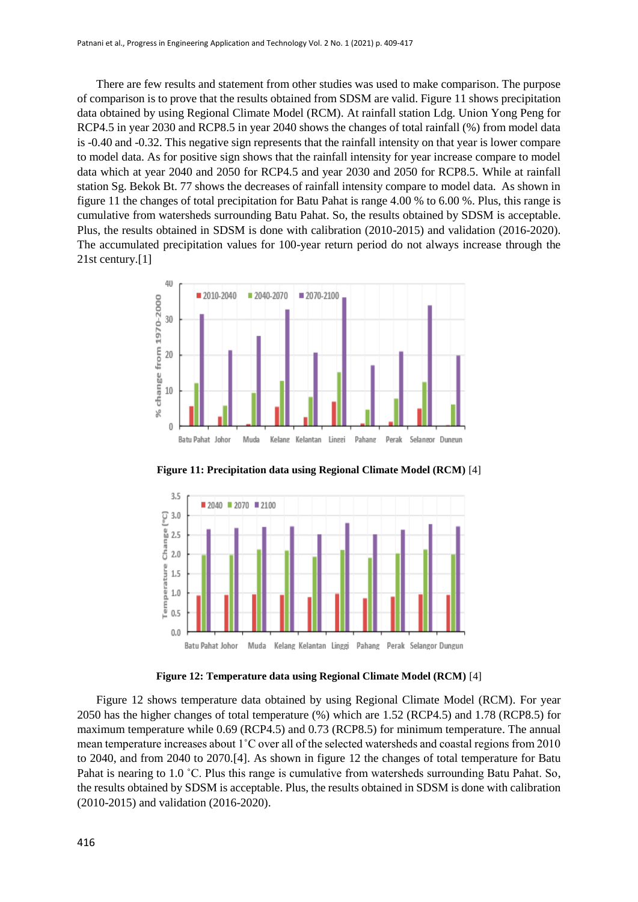There are few results and statement from other studies was used to make comparison. The purpose of comparison is to prove that the results obtained from SDSM are valid. Figure 11 shows precipitation data obtained by using Regional Climate Model (RCM). At rainfall station Ldg. Union Yong Peng for RCP4.5 in year 2030 and RCP8.5 in year 2040 shows the changes of total rainfall (%) from model data is -0.40 and -0.32. This negative sign represents that the rainfall intensity on that year is lower compare to model data. As for positive sign shows that the rainfall intensity for year increase compare to model data which at year 2040 and 2050 for RCP4.5 and year 2030 and 2050 for RCP8.5. While at rainfall station Sg. Bekok Bt. 77 shows the decreases of rainfall intensity compare to model data. As shown in figure 11 the changes of total precipitation for Batu Pahat is range 4.00 % to 6.00 %. Plus, this range is cumulative from watersheds surrounding Batu Pahat. So, the results obtained by SDSM is acceptable. Plus, the results obtained in SDSM is done with calibration (2010-2015) and validation (2016-2020). The accumulated precipitation values for 100-year return period do not always increase through the 21st century.[1]

**Figure 11: Precipitation data using Regional Climate Model (RCM)** [4]

**Figure 12: Temperature data using Regional Climate Model (RCM)** [4]

Figure 12 shows temperature data obtained by using Regional Climate Model (RCM). For year 2050 has the higher changes of total temperature (%) which are 1.52 (RCP4.5) and 1.78 (RCP8.5) for maximum temperature while 0.69 (RCP4.5) and 0.73 (RCP8.5) for minimum temperature. The annual mean temperature increases about 1˚C over all of the selected watersheds and coastal regions from 2010 to 2040, and from 2040 to 2070.[4]. As shown in figure 12 the changes of total temperature for Batu Pahat is nearing to 1.0 ˚C. Plus this range is cumulative from watersheds surrounding Batu Pahat. So, the results obtained by SDSM is acceptable. Plus, the results obtained in SDSM is done with calibration (2010-2015) and validation (2016-2020).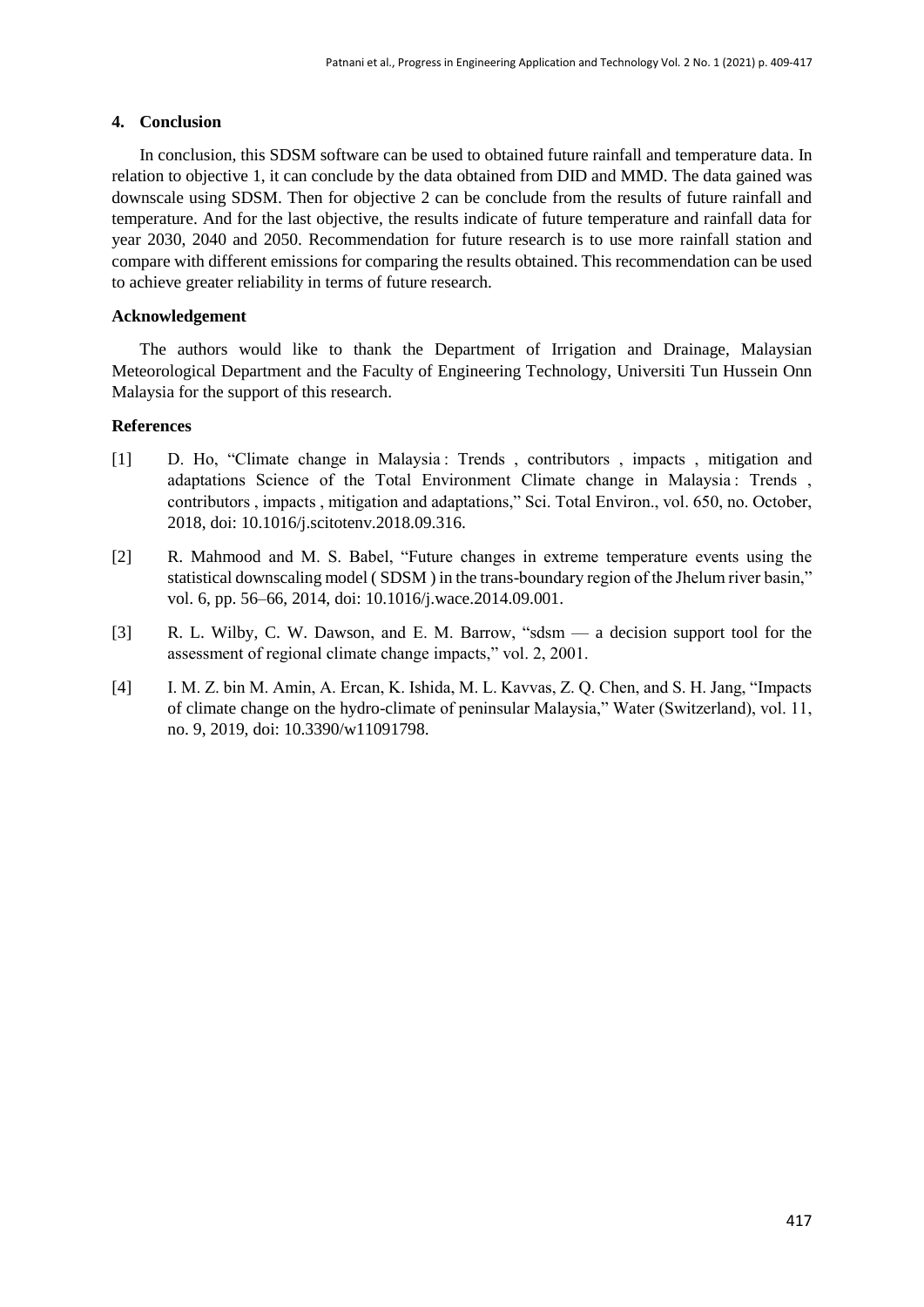## 4. Conclusion

In conclusion, this SDSM software can be used to obtained future rainfall and temperature data. In relation to objective 1, it can conclude by the data obtained from DID and MMD. The data gained was downscale using SDSM. Then for objective 2 can be conclude from the results of future rainfall and temperature. And for the last objective, the results indicate of future temperature and rainfall data for year 2030, 2040 and 2050. Recommendation for future research is to use more rainfall station and compare with different emissions for comparing the results obtained. This recommendation can be used to achieve greater reliability in terms of future research.

### Acknowledgement

The authors would like to thank the Department of Irrigation and Drainage, Malaysian Meteorological Department and the Faculty of Engineering Technology, Universiti Tun Hussein Onn Malaysia for the support of this research.

### References

[1] D. Ho, "Climate change in Malaysia : Trends , contributors , impacts , mitigation and adaptations Science of the Total Environment Climate change in Malaysia : Trends , contributors , impacts , mitigation and adaptations," Sci. Total Environ., vol. 650, no. October, 2018, doi: 10.1016/j.scitotenv.2018.09.316.

[2] R. Mahmood and M. S. Babel, "Future changes in extreme temperature events using the statistical downscaling model ( SDSM ) in the trans-boundary region of the Jhelum river basin," vol. 6, pp. 56–66, 2014, doi: 10.1016/j.wace.2014.09.001.

[3] R. L. Wilby, C. W. Dawson, and E. M. Barrow, "sdsm — a decision support tool for the assessment of regional climate change impacts," vol. 2, 2001.

[4] I. M. Z. bin M. Amin, A. Ercan, K. Ishida, M. L. Kavvas, Z. Q. Chen, and S. H. Jang, "Impacts of climate change on the hydro-climate of peninsular Malaysia," Water (Switzerland), vol. 11, no. 9, 2019, doi: 10.3390/w11091798.